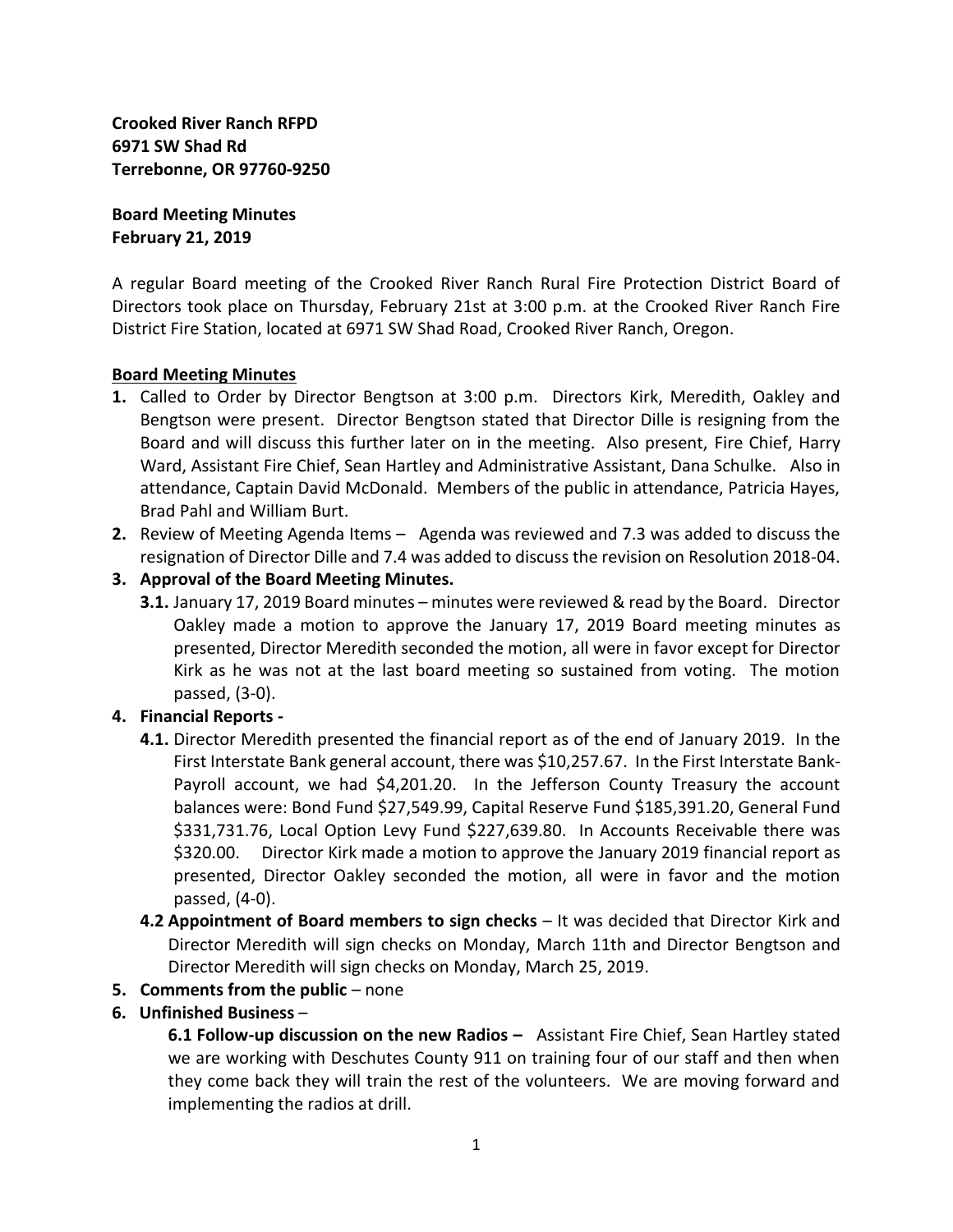**Crooked River Ranch RFPD**
**6971 SW Shad Rd**
**Terrebonne, OR 97760-9250**

**Board Meeting Minutes**
**February 21, 2019**

A regular Board meeting of the Crooked River Ranch Rural Fire Protection District Board of Directors took place on Thursday, February 21st at 3:00 p.m. at the Crooked River Ranch Fire District Fire Station, located at 6971 SW Shad Road, Crooked River Ranch, Oregon.

**Board Meeting Minutes**

1. Called to Order by Director Bengtson at 3:00 p.m. Directors Kirk, Meredith, Oakley and Bengtson were present. Director Bengtson stated that Director Dille is resigning from the Board and will discuss this further later on in the meeting. Also present, Fire Chief, Harry Ward, Assistant Fire Chief, Sean Hartley and Administrative Assistant, Dana Schulke. Also in attendance, Captain David McDonald. Members of the public in attendance, Patricia Hayes, Brad Pahl and William Burt.
2. Review of Meeting Agenda Items – Agenda was reviewed and 7.3 was added to discuss the resignation of Director Dille and 7.4 was added to discuss the revision on Resolution 2018-04.
3. **Approval of the Board Meeting Minutes.**
   - **3.1.** January 17, 2019 Board minutes – minutes were reviewed & read by the Board. Director Oakley made a motion to approve the January 17, 2019 Board meeting minutes as presented, Director Meredith seconded the motion, all were in favor except for Director Kirk as he was not at the last board meeting so sustained from voting. The motion passed, (3-0).
4. **Financial Reports -**
   - **4.1.** Director Meredith presented the financial report as of the end of January 2019. In the First Interstate Bank general account, there was $10,257.67. In the First Interstate Bank-Payroll account, we had $4,201.20. In the Jefferson County Treasury the account balances were: Bond Fund $27,549.99, Capital Reserve Fund $185,391.20, General Fund $331,731.76, Local Option Levy Fund $227,639.80. In Accounts Receivable there was $320.00. Director Kirk made a motion to approve the January 2019 financial report as presented, Director Oakley seconded the motion, all were in favor and the motion passed, (4-0).
   - **4.2 Appointment of Board members to sign checks** – It was decided that Director Kirk and Director Meredith will sign checks on Monday, March 11th and Director Bengtson and Director Meredith will sign checks on Monday, March 25, 2019.
5. **Comments from the public** – none
6. **Unfinished Business** –
   - **6.1 Follow-up discussion on the new Radios –** Assistant Fire Chief, Sean Hartley stated we are working with Deschutes County 911 on training four of our staff and then when they come back they will train the rest of the volunteers. We are moving forward and implementing the radios at drill.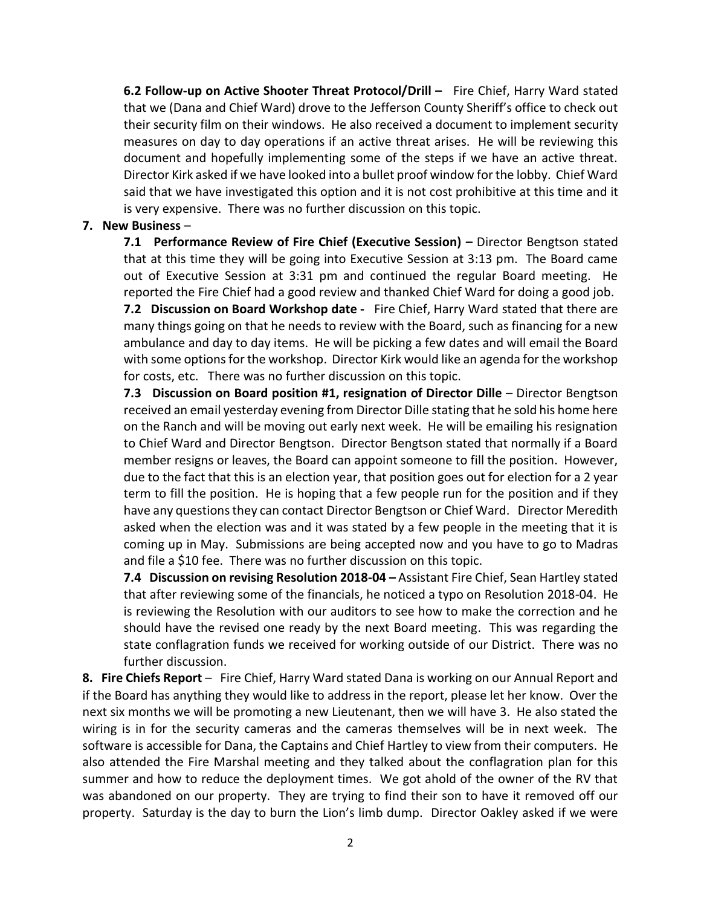**6.2 Follow-up on Active Shooter Threat Protocol/Drill –** Fire Chief, Harry Ward stated that we (Dana and Chief Ward) drove to the Jefferson County Sheriff's office to check out their security film on their windows. He also received a document to implement security measures on day to day operations if an active threat arises. He will be reviewing this document and hopefully implementing some of the steps if we have an active threat. Director Kirk asked if we have looked into a bullet proof window for the lobby. Chief Ward said that we have investigated this option and it is not cost prohibitive at this time and it is very expensive. There was no further discussion on this topic.

**7. New Business** –

**7.1 Performance Review of Fire Chief (Executive Session) –** Director Bengtson stated that at this time they will be going into Executive Session at 3:13 pm. The Board came out of Executive Session at 3:31 pm and continued the regular Board meeting. He reported the Fire Chief had a good review and thanked Chief Ward for doing a good job.

**7.2 Discussion on Board Workshop date -** Fire Chief, Harry Ward stated that there are many things going on that he needs to review with the Board, such as financing for a new ambulance and day to day items. He will be picking a few dates and will email the Board with some options for the workshop. Director Kirk would like an agenda for the workshop for costs, etc. There was no further discussion on this topic.

**7.3 Discussion on Board position #1, resignation of Director Dille** – Director Bengtson received an email yesterday evening from Director Dille stating that he sold his home here on the Ranch and will be moving out early next week. He will be emailing his resignation to Chief Ward and Director Bengtson. Director Bengtson stated that normally if a Board member resigns or leaves, the Board can appoint someone to fill the position. However, due to the fact that this is an election year, that position goes out for election for a 2 year term to fill the position. He is hoping that a few people run for the position and if they have any questions they can contact Director Bengtson or Chief Ward. Director Meredith asked when the election was and it was stated by a few people in the meeting that it is coming up in May. Submissions are being accepted now and you have to go to Madras and file a $10 fee. There was no further discussion on this topic.

**7.4 Discussion on revising Resolution 2018-04 –** Assistant Fire Chief, Sean Hartley stated that after reviewing some of the financials, he noticed a typo on Resolution 2018-04. He is reviewing the Resolution with our auditors to see how to make the correction and he should have the revised one ready by the next Board meeting. This was regarding the state conflagration funds we received for working outside of our District. There was no further discussion.

**8. Fire Chiefs Report** – Fire Chief, Harry Ward stated Dana is working on our Annual Report and if the Board has anything they would like to address in the report, please let her know. Over the next six months we will be promoting a new Lieutenant, then we will have 3. He also stated the wiring is in for the security cameras and the cameras themselves will be in next week. The software is accessible for Dana, the Captains and Chief Hartley to view from their computers. He also attended the Fire Marshal meeting and they talked about the conflagration plan for this summer and how to reduce the deployment times. We got ahold of the owner of the RV that was abandoned on our property. They are trying to find their son to have it removed off our property. Saturday is the day to burn the Lion's limb dump. Director Oakley asked if we were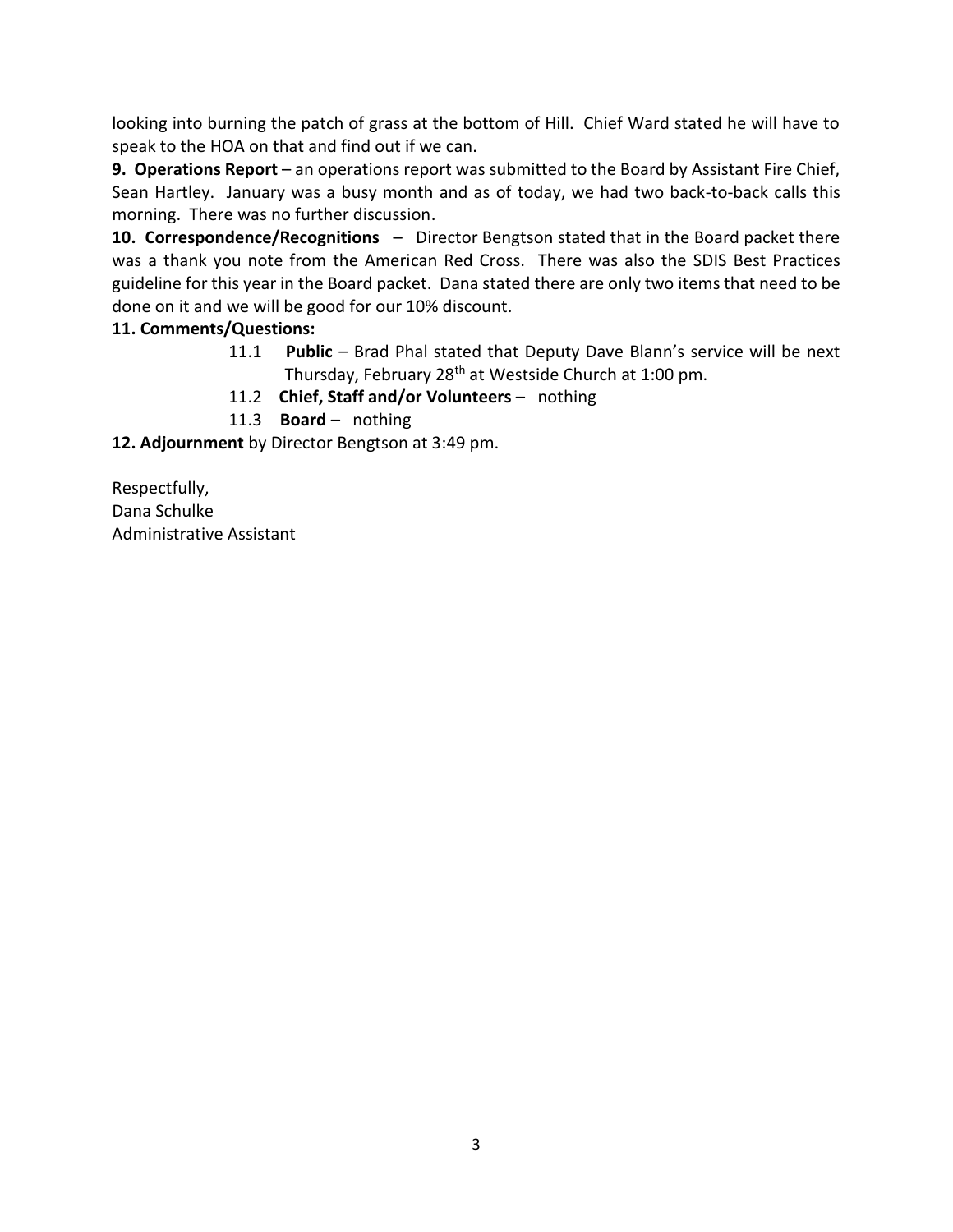looking into burning the patch of grass at the bottom of Hill. Chief Ward stated he will have to speak to the HOA on that and find out if we can.

**9. Operations Report** – an operations report was submitted to the Board by Assistant Fire Chief, Sean Hartley. January was a busy month and as of today, we had two back-to-back calls this morning. There was no further discussion.

**10. Correspondence/Recognitions** – Director Bengtson stated that in the Board packet there was a thank you note from the American Red Cross. There was also the SDIS Best Practices guideline for this year in the Board packet. Dana stated there are only two items that need to be done on it and we will be good for our 10% discount.

**11. Comments/Questions:**

- 11.1 **Public** – Brad Phal stated that Deputy Dave Blann's service will be next Thursday, February 28th at Westside Church at 1:00 pm.
- 11.2 **Chief, Staff and/or Volunteers** – nothing
- 11.3 **Board** – nothing

**12. Adjournment** by Director Bengtson at 3:49 pm.

Respectfully,
Dana Schulke
Administrative Assistant